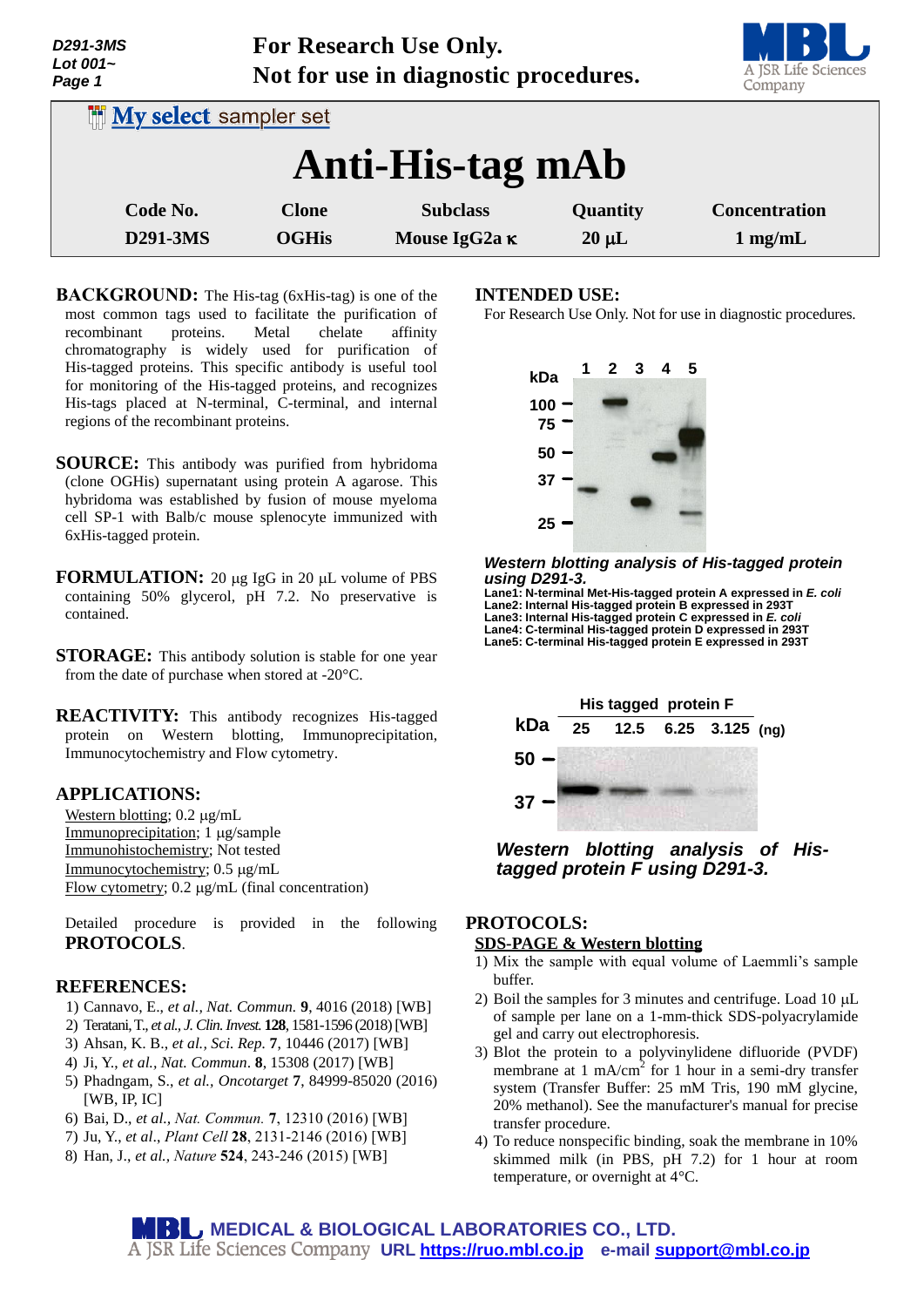D291-3MS
Lot 001~

**For Research Use Only.**
**Not for use in diagnostic procedures.**

My select sampler set

# Anti-His-tag mAb

| Code No. | Clone | Subclass | Quantity | Concentration |
|---|---|---|---|---|
| D291-3MS | OGHis | Mouse IgG2a κ | 20 µL | 1 mg/mL |

**BACKGROUND:** The His-tag (6xHis-tag) is one of the most common tags used to facilitate the purification of recombinant proteins. Metal chelate affinity chromatography is widely used for purification of His-tagged proteins. This specific antibody is useful tool for monitoring of the His-tagged proteins, and recognizes His-tags placed at N-terminal, C-terminal, and internal regions of the recombinant proteins.

**SOURCE:** This antibody was purified from hybridoma (clone OGHis) supernatant using protein A agarose. This hybridoma was established by fusion of mouse myeloma cell SP-1 with Balb/c mouse splenocyte immunized with 6xHis-tagged protein.

**FORMULATION:** 20 µg IgG in 20 µL volume of PBS containing 50% glycerol, pH 7.2. No preservative is contained.

**STORAGE:** This antibody solution is stable for one year from the date of purchase when stored at -20°C.

**REACTIVITY:** This antibody recognizes His-tagged protein on Western blotting, Immunoprecipitation, Immunocytochemistry and Flow cytometry.

**APPLICATIONS:**

Western blotting; 0.2 µg/mL
Immunoprecipitation; 1 µg/sample
Immunohistochemistry; Not tested
Immunocytochemistry; 0.5 µg/mL
Flow cytometry; 0.2 µg/mL (final concentration)

Detailed procedure is provided in the following **PROTOCOLS**.

**REFERENCES:**

1) Cannavo, E., *et al.*, *Nat. Commun.* **9**, 4016 (2018) [WB]
2) Teratani, T., *et al.*, *J. Clin. Invest.* **128**, 1581-1596 (2018) [WB]
3) Ahsan, K. B., *et al.*, *Sci. Rep.* **7**, 10446 (2017) [WB]
4) Ji, Y., *et al.*, *Nat. Commun.* **8**, 15308 (2017) [WB]
5) Phadngam, S., *et al.*, *Oncotarget* **7**, 84999-85020 (2016) [WB, IP, IC]
6) Bai, D., *et al.*, *Nat. Commun.* **7**, 12310 (2016) [WB]
7) Ju, Y., *et al.*, *Plant Cell* **28**, 2131-2146 (2016) [WB]
8) Han, J., *et al.*, *Nature* **524**, 243-246 (2015) [WB]

**INTENDED USE:**
For Research Use Only. Not for use in diagnostic procedures.

***Western blotting analysis of His-tagged protein using D291-3.***
**Lane1: N-terminal Met-His-tagged protein A expressed in *E. coli***
**Lane2: Internal His-tagged protein B expressed in 293T**
**Lane3: Internal His-tagged protein C expressed in *E. coli***
**Lane4: C-terminal His-tagged protein D expressed in 293T**
**Lane5: C-terminal His-tagged protein E expressed in 293T**

***Western blotting analysis of His-tagged protein F using D291-3.***

**PROTOCOLS:**

**SDS-PAGE & Western blotting**

1) Mix the sample with equal volume of Laemmli's sample buffer.
2) Boil the samples for 3 minutes and centrifuge. Load 10 µL of sample per lane on a 1-mm-thick SDS-polyacrylamide gel and carry out electrophoresis.
3) Blot the protein to a polyvinylidene difluoride (PVDF) membrane at 1 mA/cm$^2$ for 1 hour in a semi-dry transfer system (Transfer Buffer: 25 mM Tris, 190 mM glycine, 20% methanol). See the manufacturer's manual for precise transfer procedure.
4) To reduce nonspecific binding, soak the membrane in 10% skimmed milk (in PBS, pH 7.2) for 1 hour at room temperature, or overnight at 4°C.

MEDICAL & BIOLOGICAL LABORATORIES CO., LTD.
A JSR Life Sciences Company URL https://ruo.mbl.co.jp e-mail support@mbl.co.jp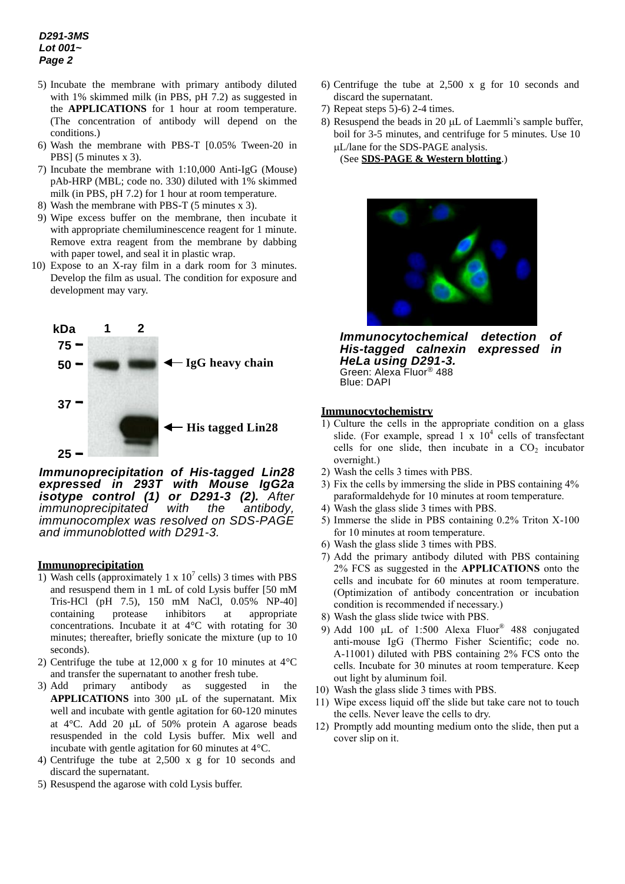5) Incubate the membrane with primary antibody diluted with 1% skimmed milk (in PBS, pH 7.2) as suggested in the **APPLICATIONS** for 1 hour at room temperature. (The concentration of antibody will depend on the conditions.)
6) Wash the membrane with PBS-T [0.05% Tween-20 in PBS] (5 minutes x 3).
7) Incubate the membrane with 1:10,000 Anti-IgG (Mouse) pAb-HRP (MBL; code no. 330) diluted with 1% skimmed milk (in PBS, pH 7.2) for 1 hour at room temperature.
8) Wash the membrane with PBS-T (5 minutes x 3).
9) Wipe excess buffer on the membrane, then incubate it with appropriate chemiluminescence reagent for 1 minute. Remove extra reagent from the membrane by dabbing with paper towel, and seal it in plastic wrap.
10) Expose to an X-ray film in a dark room for 3 minutes. Develop the film as usual. The condition for exposure and development may vary.

***Immunoprecipitation of His-tagged Lin28 expressed in 293T with Mouse IgG2a isotype control (1) or D291-3 (2).*** *After immunoprecipitated with the antibody, immunocomplex was resolved on SDS-PAGE and immunoblotted with D291-3.*

## Immunoprecipitation

1) Wash cells (approximately 1 x $10^7$ cells) 3 times with PBS and resuspend them in 1 mL of cold Lysis buffer [50 mM Tris-HCl (pH 7.5), 150 mM NaCl, 0.05% NP-40] containing protease inhibitors at appropriate concentrations. Incubate it at 4°C with rotating for 30 minutes; thereafter, briefly sonicate the mixture (up to 10 seconds).
2) Centrifuge the tube at 12,000 x g for 10 minutes at 4°C and transfer the supernatant to another fresh tube.
3) Add primary antibody as suggested in the **APPLICATIONS** into 300 μL of the supernatant. Mix well and incubate with gentle agitation for 60-120 minutes at 4°C. Add 20 μL of 50% protein A agarose beads resuspended in the cold Lysis buffer. Mix well and incubate with gentle agitation for 60 minutes at 4°C.
4) Centrifuge the tube at 2,500 x g for 10 seconds and discard the supernatant.
5) Resuspend the agarose with cold Lysis buffer.
6) Centrifuge the tube at 2,500 x g for 10 seconds and discard the supernatant.
7) Repeat steps 5)-6) 2-4 times.
8) Resuspend the beads in 20 μL of Laemmli's sample buffer, boil for 3-5 minutes, and centrifuge for 5 minutes. Use 10 μL/lane for the SDS-PAGE analysis.
   (See **SDS-PAGE & Western blotting**.)

***Immunocytochemical detection of His-tagged calnexin expressed in HeLa using D291-3.***
Green: Alexa Fluor® 488
Blue: DAPI

## Immunocytochemistry

1) Culture the cells in the appropriate condition on a glass slide. (For example, spread 1 x $10^4$ cells of transfectant cells for one slide, then incubate in a $CO_2$ incubator overnight.)
2) Wash the cells 3 times with PBS.
3) Fix the cells by immersing the slide in PBS containing 4% paraformaldehyde for 10 minutes at room temperature.
4) Wash the glass slide 3 times with PBS.
5) Immerse the slide in PBS containing 0.2% Triton X-100 for 10 minutes at room temperature.
6) Wash the glass slide 3 times with PBS.
7) Add the primary antibody diluted with PBS containing 2% FCS as suggested in the **APPLICATIONS** onto the cells and incubate for 60 minutes at room temperature. (Optimization of antibody concentration or incubation condition is recommended if necessary.)
8) Wash the glass slide twice with PBS.
9) Add 100 μL of 1:500 Alexa Fluor® 488 conjugated anti-mouse IgG (Thermo Fisher Scientific; code no. A-11001) diluted with PBS containing 2% FCS onto the cells. Incubate for 30 minutes at room temperature. Keep out light by aluminum foil.
10) Wash the glass slide 3 times with PBS.
11) Wipe excess liquid off the slide but take care not to touch the cells. Never leave the cells to dry.
12) Promptly add mounting medium onto the slide, then put a cover slip on it.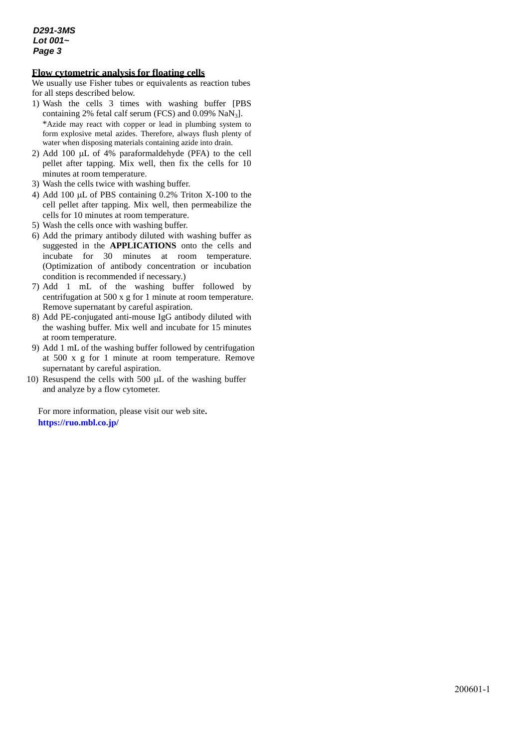## Flow cytometric analysis for floating cells

We usually use Fisher tubes or equivalents as reaction tubes for all steps described below.

1) Wash the cells 3 times with washing buffer [PBS containing 2% fetal calf serum (FCS) and 0.09% $NaN_3$].
   *Azide may react with copper or lead in plumbing system to form explosive metal azides. Therefore, always flush plenty of water when disposing materials containing azide into drain.
2) Add 100 μL of 4% paraformaldehyde (PFA) to the cell pellet after tapping. Mix well, then fix the cells for 10 minutes at room temperature.
3) Wash the cells twice with washing buffer.
4) Add 100 μL of PBS containing 0.2% Triton X-100 to the cell pellet after tapping. Mix well, then permeabilize the cells for 10 minutes at room temperature.
5) Wash the cells once with washing buffer.
6) Add the primary antibody diluted with washing buffer as suggested in the **APPLICATIONS** onto the cells and incubate for 30 minutes at room temperature. (Optimization of antibody concentration or incubation condition is recommended if necessary.)
7) Add 1 mL of the washing buffer followed by centrifugation at 500 x g for 1 minute at room temperature. Remove supernatant by careful aspiration.
8) Add PE-conjugated anti-mouse IgG antibody diluted with the washing buffer. Mix well and incubate for 15 minutes at room temperature.
9) Add 1 mL of the washing buffer followed by centrifugation at 500 x g for 1 minute at room temperature. Remove supernatant by careful aspiration.
10) Resuspend the cells with 500 μL of the washing buffer and analyze by a flow cytometer.

For more information, please visit our web site**.**
**https://ruo.mbl.co.jp/**

200601-1